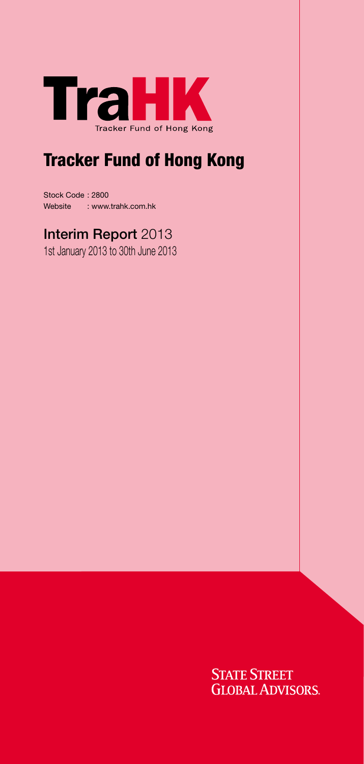TraHK

Tracker Fund of Hong Kong

# Tracker Fund of Hong Kong

Stock Code : 2800
Website : www.trahk.com.hk

## Interim Report 2013

1st January 2013 to 30th June 2013

STATE STREET GLOBAL ADVISORS.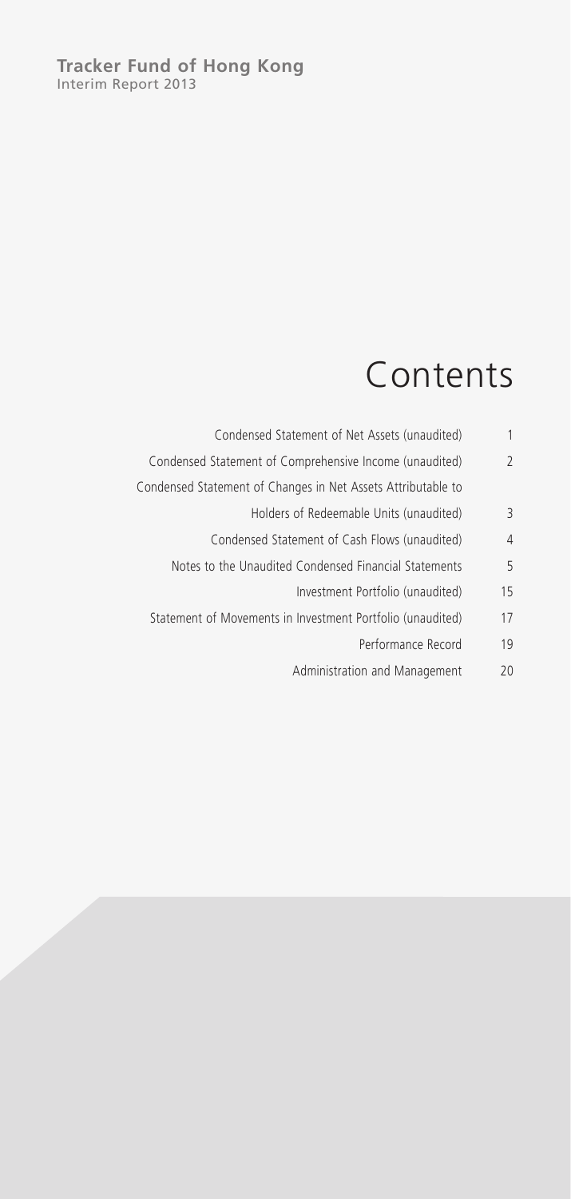**Tracker Fund of Hong Kong**
Interim Report 2013

# Contents

| | |
|---|---|
| Condensed Statement of Net Assets (unaudited) | 1 |
| Condensed Statement of Comprehensive Income (unaudited) | 2 |
| Condensed Statement of Changes in Net Assets Attributable to Holders of Redeemable Units (unaudited) | 3 |
| Condensed Statement of Cash Flows (unaudited) | 4 |
| Notes to the Unaudited Condensed Financial Statements | 5 |
| Investment Portfolio (unaudited) | 15 |
| Statement of Movements in Investment Portfolio (unaudited) | 17 |
| Performance Record | 19 |
| Administration and Management | 20 |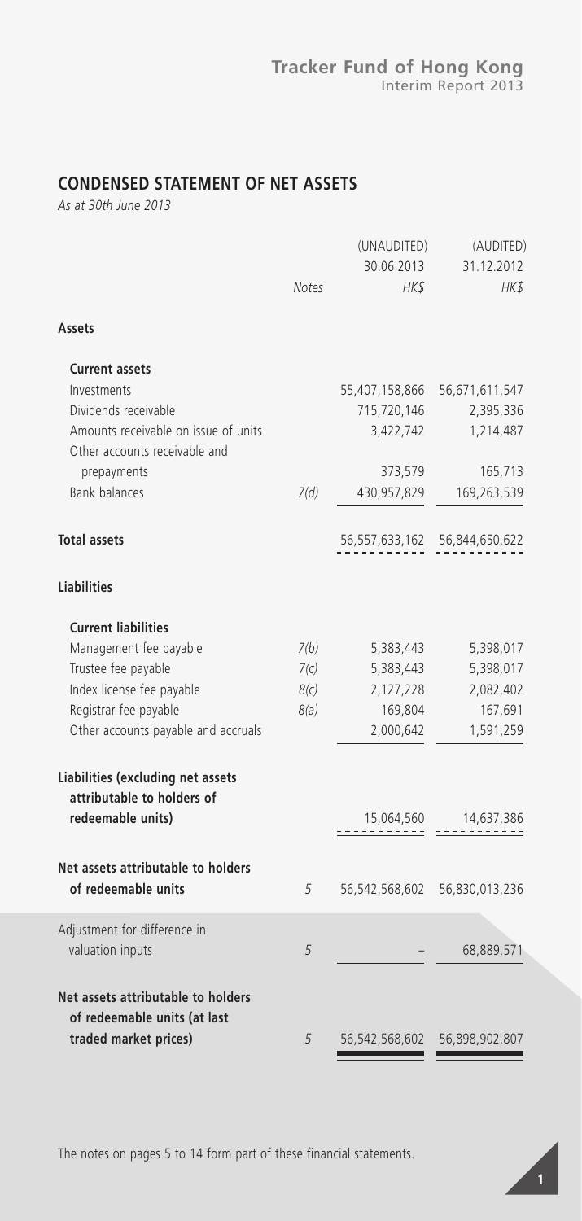## CONDENSED STATEMENT OF NET ASSETS

*As at 30th June 2013*

| | Notes | (UNAUDITED) 30.06.2013 HK$ | (AUDITED) 31.12.2012 HK$ |
|---|---|---|---|
| **Assets** | | | |
| **Current assets** | | | |
| Investments | | 55,407,158,866 | 56,671,611,547 |
| Dividends receivable | | 715,720,146 | 2,395,336 |
| Amounts receivable on issue of units | | 3,422,742 | 1,214,487 |
| Other accounts receivable and prepayments | | 373,579 | 165,713 |
| Bank balances | 7(d) | 430,957,829 | 169,263,539 |
| **Total assets** | | 56,557,633,162 | 56,844,650,622 |
| **Liabilities** | | | |
| **Current liabilities** | | | |
| Management fee payable | 7(b) | 5,383,443 | 5,398,017 |
| Trustee fee payable | 7(c) | 5,383,443 | 5,398,017 |
| Index license fee payable | 8(c) | 2,127,228 | 2,082,402 |
| Registrar fee payable | 8(a) | 169,804 | 167,691 |
| Other accounts payable and accruals | | 2,000,642 | 1,591,259 |
| **Liabilities (excluding net assets attributable to holders of redeemable units)** | | 15,064,560 | 14,637,386 |
| **Net assets attributable to holders of redeemable units** | 5 | 56,542,568,602 | 56,830,013,236 |
| Adjustment for difference in valuation inputs | 5 | – | 68,889,571 |
| **Net assets attributable to holders of redeemable units (at last traded market prices)** | 5 | 56,542,568,602 | 56,898,902,807 |

The notes on pages 5 to 14 form part of these financial statements.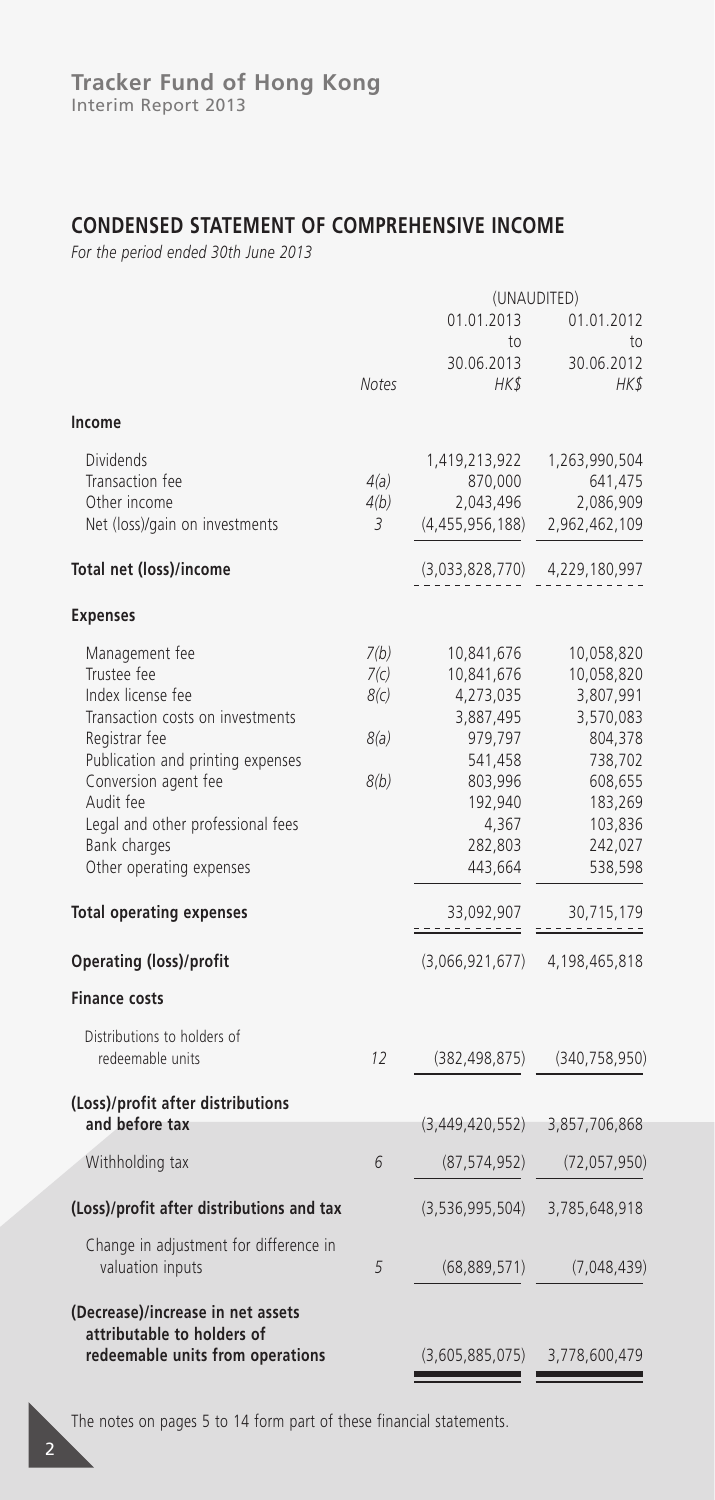**Tracker Fund of Hong Kong**
Interim Report 2013

## CONDENSED STATEMENT OF COMPREHENSIVE INCOME

*For the period ended 30th June 2013*

| | Notes | (UNAUDITED) 01.01.2013 to 30.06.2013 HK$ | 01.01.2012 to 30.06.2012 HK$ |
|---|---|---|---|
| **Income** | | | |
| Dividends | | 1,419,213,922 | 1,263,990,504 |
| Transaction fee | 4(a) | 870,000 | 641,475 |
| Other income | 4(b) | 2,043,496 | 2,086,909 |
| Net (loss)/gain on investments | 3 | (4,455,956,188) | 2,962,462,109 |
| **Total net (loss)/income** | | (3,033,828,770) | 4,229,180,997 |
| **Expenses** | | | |
| Management fee | 7(b) | 10,841,676 | 10,058,820 |
| Trustee fee | 7(c) | 10,841,676 | 10,058,820 |
| Index license fee | 8(c) | 4,273,035 | 3,807,991 |
| Transaction costs on investments | | 3,887,495 | 3,570,083 |
| Registrar fee | 8(a) | 979,797 | 804,378 |
| Publication and printing expenses | | 541,458 | 738,702 |
| Conversion agent fee | 8(b) | 803,996 | 608,655 |
| Audit fee | | 192,940 | 183,269 |
| Legal and other professional fees | | 4,367 | 103,836 |
| Bank charges | | 282,803 | 242,027 |
| Other operating expenses | | 443,664 | 538,598 |
| **Total operating expenses** | | 33,092,907 | 30,715,179 |
| **Operating (loss)/profit** | | (3,066,921,677) | 4,198,465,818 |
| **Finance costs** | | | |
| Distributions to holders of redeemable units | 12 | (382,498,875) | (340,758,950) |
| **(Loss)/profit after distributions and before tax** | | (3,449,420,552) | 3,857,706,868 |
| Withholding tax | 6 | (87,574,952) | (72,057,950) |
| **(Loss)/profit after distributions and tax** | | (3,536,995,504) | 3,785,648,918 |
| Change in adjustment for difference in valuation inputs | 5 | (68,889,571) | (7,048,439) |
| **(Decrease)/increase in net assets attributable to holders of redeemable units from operations** | | (3,605,885,075) | 3,778,600,479 |

The notes on pages 5 to 14 form part of these financial statements.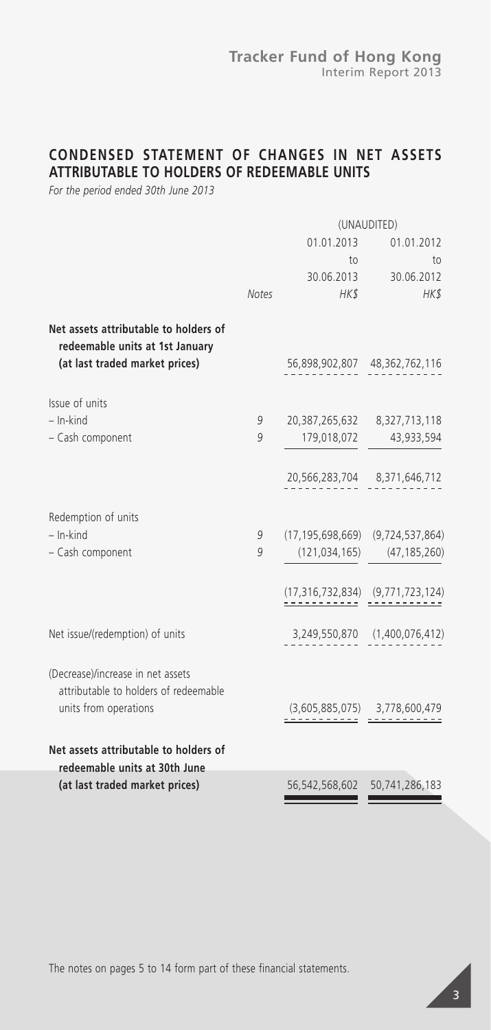## CONDENSED STATEMENT OF CHANGES IN NET ASSETS ATTRIBUTABLE TO HOLDERS OF REDEEMABLE UNITS

*For the period ended 30th June 2013*

| | Notes | (UNAUDITED) 01.01.2013 to 30.06.2013 HK$ | 01.01.2012 to 30.06.2012 HK$ |
|---|---|---|---|
| **Net assets attributable to holders of redeemable units at 1st January (at last traded market prices)** | | 56,898,902,807 | 48,362,762,116 |
| Issue of units | | | |
| – In-kind | 9 | 20,387,265,632 | 8,327,713,118 |
| – Cash component | 9 | 179,018,072 | 43,933,594 |
| | | 20,566,283,704 | 8,371,646,712 |
| Redemption of units | | | |
| – In-kind | 9 | (17,195,698,669) | (9,724,537,864) |
| – Cash component | 9 | (121,034,165) | (47,185,260) |
| | | (17,316,732,834) | (9,771,723,124) |
| Net issue/(redemption) of units | | 3,249,550,870 | (1,400,076,412) |
| (Decrease)/increase in net assets attributable to holders of redeemable units from operations | | (3,605,885,075) | 3,778,600,479 |
| **Net assets attributable to holders of redeemable units at 30th June (at last traded market prices)** | | 56,542,568,602 | 50,741,286,183 |

The notes on pages 5 to 14 form part of these financial statements.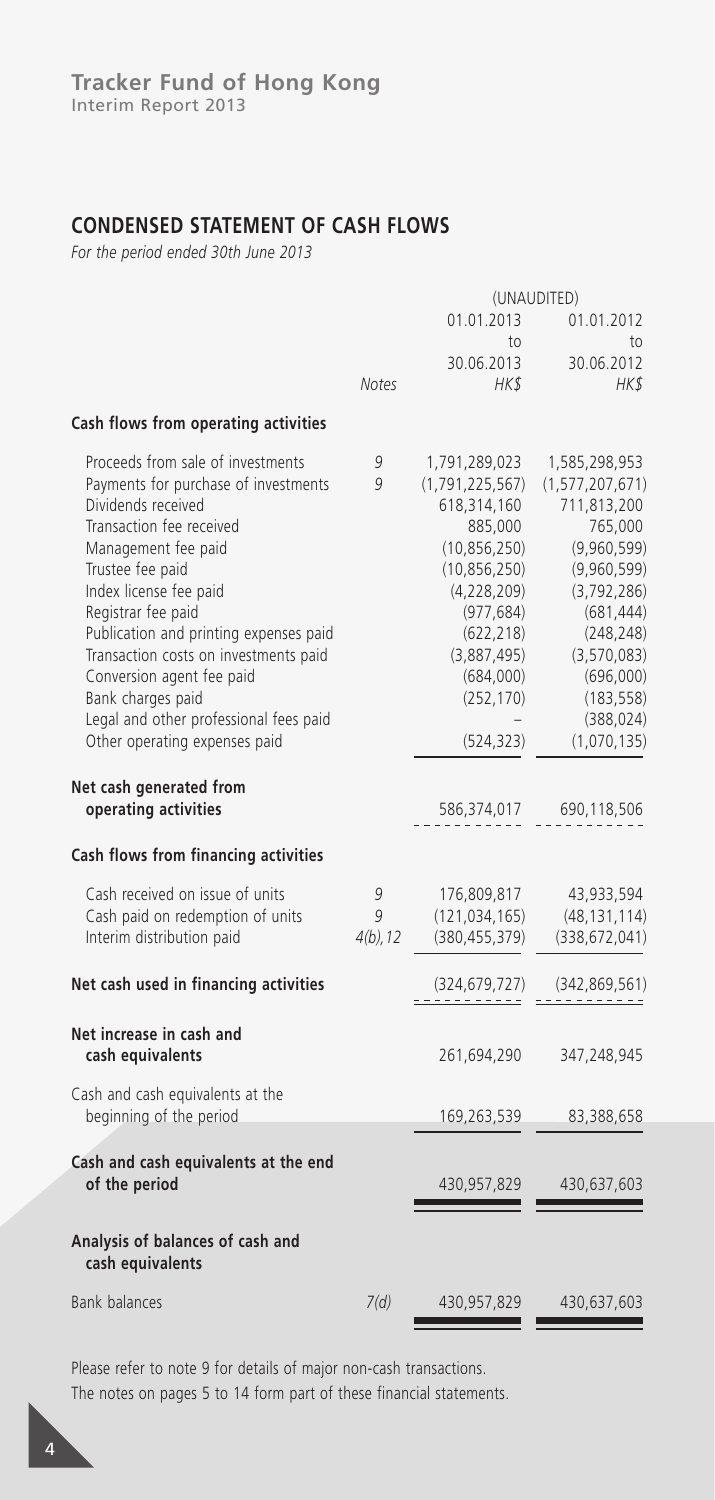## CONDENSED STATEMENT OF CASH FLOWS

*For the period ended 30th June 2013*

| | Notes | (UNAUDITED) 01.01.2013 to 30.06.2013 HK$ | 01.01.2012 to 30.06.2012 HK$ |
|---|---|---|---|
| **Cash flows from operating activities** | | | |
| Proceeds from sale of investments | 9 | 1,791,289,023 | 1,585,298,953 |
| Payments for purchase of investments | 9 | (1,791,225,567) | (1,577,207,671) |
| Dividends received | | 618,314,160 | 711,813,200 |
| Transaction fee received | | 885,000 | 765,000 |
| Management fee paid | | (10,856,250) | (9,960,599) |
| Trustee fee paid | | (10,856,250) | (9,960,599) |
| Index license fee paid | | (4,228,209) | (3,792,286) |
| Registrar fee paid | | (977,684) | (681,444) |
| Publication and printing expenses paid | | (622,218) | (248,248) |
| Transaction costs on investments paid | | (3,887,495) | (3,570,083) |
| Conversion agent fee paid | | (684,000) | (696,000) |
| Bank charges paid | | (252,170) | (183,558) |
| Legal and other professional fees paid | | – | (388,024) |
| Other operating expenses paid | | (524,323) | (1,070,135) |
| **Net cash generated from operating activities** | | 586,374,017 | 690,118,506 |
| **Cash flows from financing activities** | | | |
| Cash received on issue of units | 9 | 176,809,817 | 43,933,594 |
| Cash paid on redemption of units | 9 | (121,034,165) | (48,131,114) |
| Interim distribution paid | 4(b), 12 | (380,455,379) | (338,672,041) |
| **Net cash used in financing activities** | | (324,679,727) | (342,869,561) |
| **Net increase in cash and cash equivalents** | | 261,694,290 | 347,248,945 |
| Cash and cash equivalents at the beginning of the period | | 169,263,539 | 83,388,658 |
| **Cash and cash equivalents at the end of the period** | | 430,957,829 | 430,637,603 |
| **Analysis of balances of cash and cash equivalents** | | | |
| Bank balances | 7(d) | 430,957,829 | 430,637,603 |

Please refer to note 9 for details of major non-cash transactions.

The notes on pages 5 to 14 form part of these financial statements.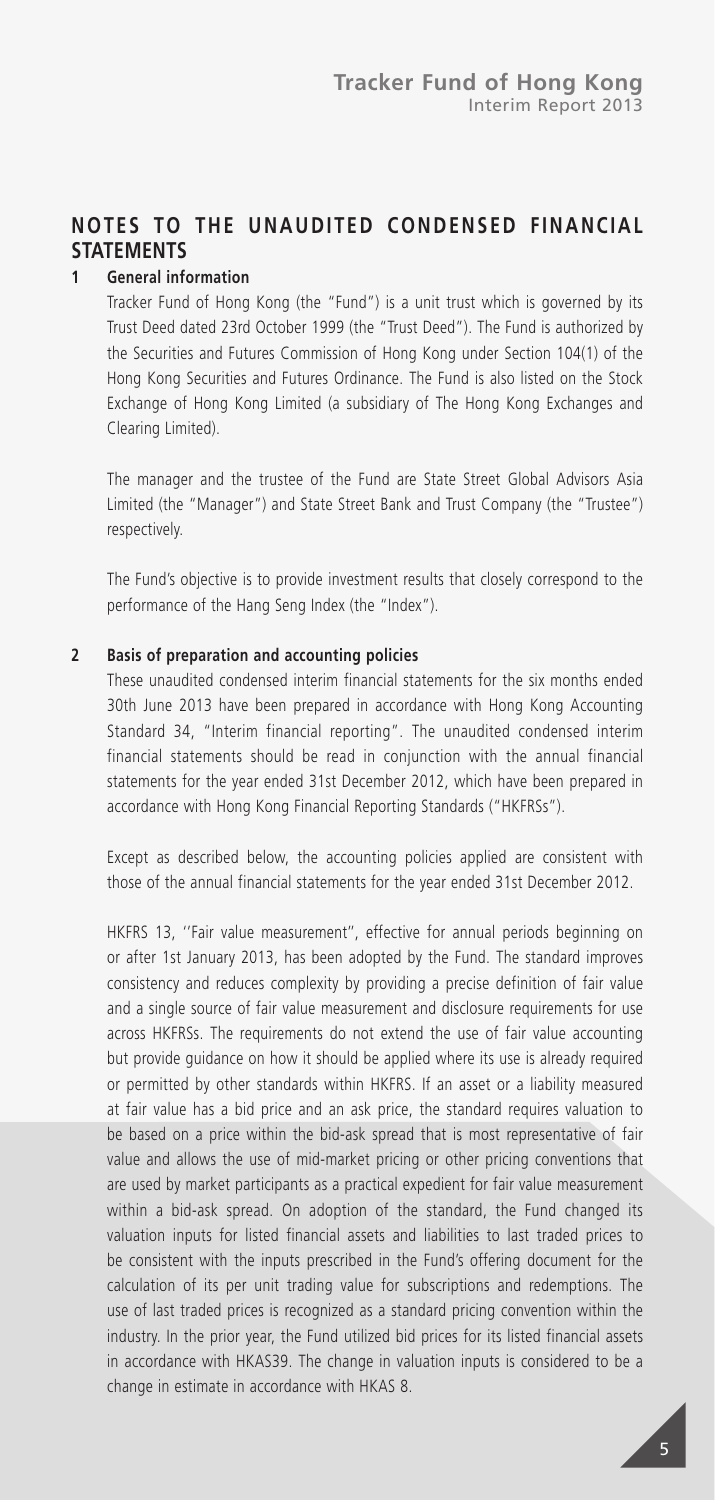## NOTES TO THE UNAUDITED CONDENSED FINANCIAL STATEMENTS

### 1 General information

Tracker Fund of Hong Kong (the "Fund") is a unit trust which is governed by its Trust Deed dated 23rd October 1999 (the "Trust Deed"). The Fund is authorized by the Securities and Futures Commission of Hong Kong under Section 104(1) of the Hong Kong Securities and Futures Ordinance. The Fund is also listed on the Stock Exchange of Hong Kong Limited (a subsidiary of The Hong Kong Exchanges and Clearing Limited).

The manager and the trustee of the Fund are State Street Global Advisors Asia Limited (the "Manager") and State Street Bank and Trust Company (the "Trustee") respectively.

The Fund's objective is to provide investment results that closely correspond to the performance of the Hang Seng Index (the "Index").

### 2 Basis of preparation and accounting policies

These unaudited condensed interim financial statements for the six months ended 30th June 2013 have been prepared in accordance with Hong Kong Accounting Standard 34, "Interim financial reporting". The unaudited condensed interim financial statements should be read in conjunction with the annual financial statements for the year ended 31st December 2012, which have been prepared in accordance with Hong Kong Financial Reporting Standards ("HKFRSs").

Except as described below, the accounting policies applied are consistent with those of the annual financial statements for the year ended 31st December 2012.

HKFRS 13, ''Fair value measurement'', effective for annual periods beginning on or after 1st January 2013, has been adopted by the Fund. The standard improves consistency and reduces complexity by providing a precise definition of fair value and a single source of fair value measurement and disclosure requirements for use across HKFRSs. The requirements do not extend the use of fair value accounting but provide guidance on how it should be applied where its use is already required or permitted by other standards within HKFRS. If an asset or a liability measured at fair value has a bid price and an ask price, the standard requires valuation to be based on a price within the bid-ask spread that is most representative of fair value and allows the use of mid-market pricing or other pricing conventions that are used by market participants as a practical expedient for fair value measurement within a bid-ask spread. On adoption of the standard, the Fund changed its valuation inputs for listed financial assets and liabilities to last traded prices to be consistent with the inputs prescribed in the Fund's offering document for the calculation of its per unit trading value for subscriptions and redemptions. The use of last traded prices is recognized as a standard pricing convention within the industry. In the prior year, the Fund utilized bid prices for its listed financial assets in accordance with HKAS39. The change in valuation inputs is considered to be a change in estimate in accordance with HKAS 8.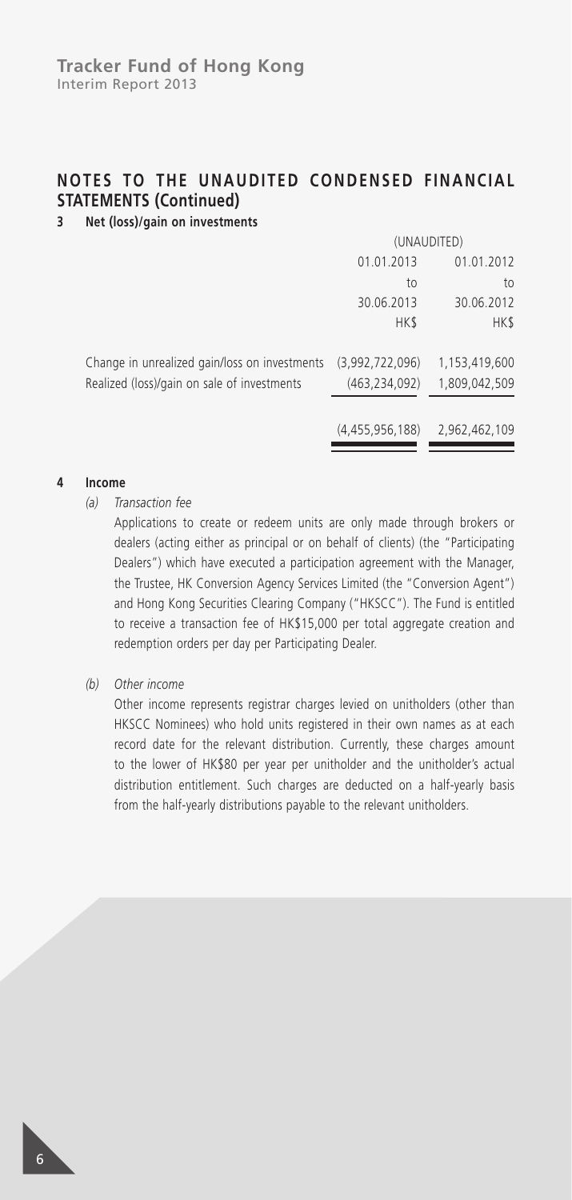## NOTES TO THE UNAUDITED CONDENSED FINANCIAL STATEMENTS (Continued)

### 3 Net (loss)/gain on investments

| | (UNAUDITED) | |
|---|---|---|
| | 01.01.2013 to 30.06.2013 | 01.01.2012 to 30.06.2012 |
| | HK$ | HK$ |
| Change in unrealized gain/loss on investments | (3,992,722,096) | 1,153,419,600 |
| Realized (loss)/gain on sale of investments | (463,234,092) | 1,809,042,509 |
| | (4,455,956,188) | 2,962,462,109 |

### 4 Income

*(a) Transaction fee*

Applications to create or redeem units are only made through brokers or dealers (acting either as principal or on behalf of clients) (the "Participating Dealers") which have executed a participation agreement with the Manager, the Trustee, HK Conversion Agency Services Limited (the "Conversion Agent") and Hong Kong Securities Clearing Company ("HKSCC"). The Fund is entitled to receive a transaction fee of HK$15,000 per total aggregate creation and redemption orders per day per Participating Dealer.

*(b) Other income*

Other income represents registrar charges levied on unitholders (other than HKSCC Nominees) who hold units registered in their own names as at each record date for the relevant distribution. Currently, these charges amount to the lower of HK$80 per year per unitholder and the unitholder's actual distribution entitlement. Such charges are deducted on a half-yearly basis from the half-yearly distributions payable to the relevant unitholders.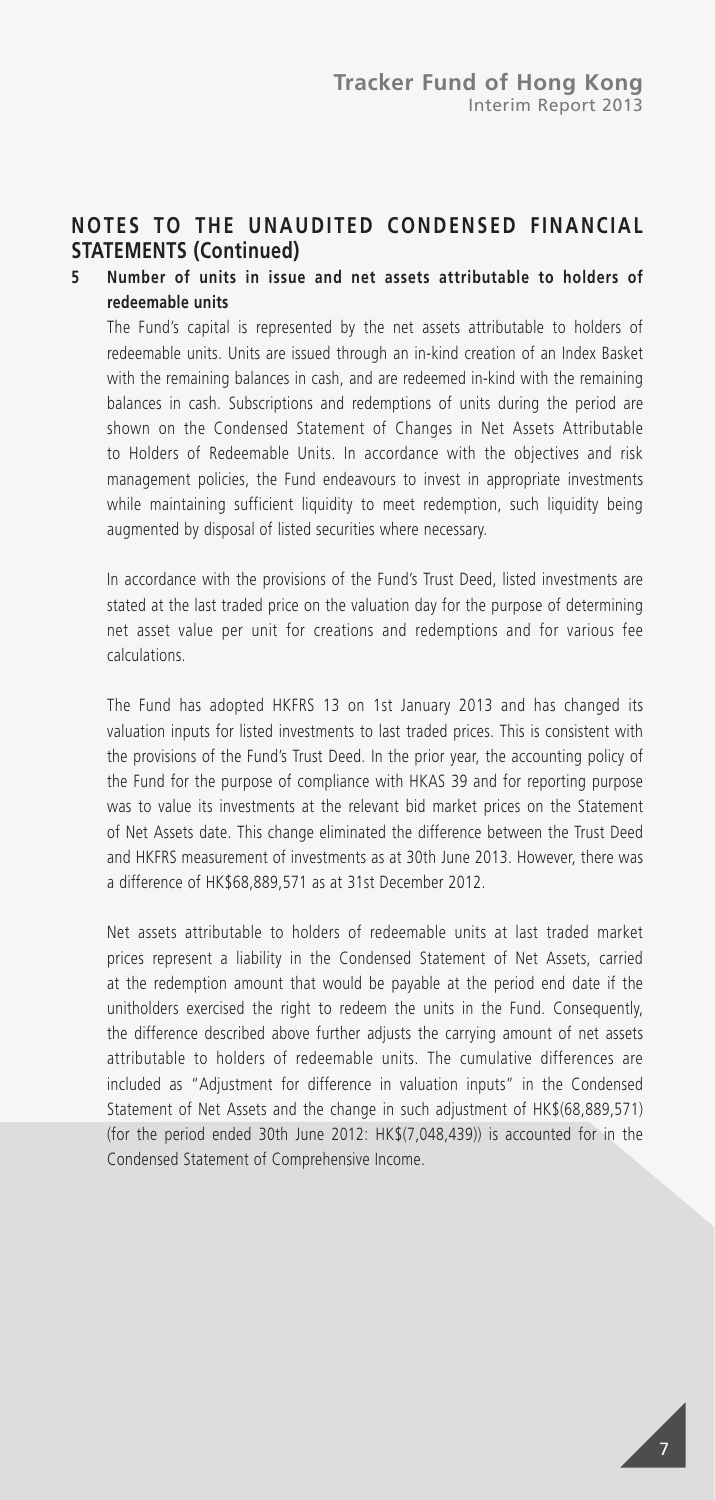## NOTES TO THE UNAUDITED CONDENSED FINANCIAL STATEMENTS (Continued)

### 5 Number of units in issue and net assets attributable to holders of redeemable units

The Fund's capital is represented by the net assets attributable to holders of redeemable units. Units are issued through an in-kind creation of an Index Basket with the remaining balances in cash, and are redeemed in-kind with the remaining balances in cash. Subscriptions and redemptions of units during the period are shown on the Condensed Statement of Changes in Net Assets Attributable to Holders of Redeemable Units. In accordance with the objectives and risk management policies, the Fund endeavours to invest in appropriate investments while maintaining sufficient liquidity to meet redemption, such liquidity being augmented by disposal of listed securities where necessary.

In accordance with the provisions of the Fund's Trust Deed, listed investments are stated at the last traded price on the valuation day for the purpose of determining net asset value per unit for creations and redemptions and for various fee calculations.

The Fund has adopted HKFRS 13 on 1st January 2013 and has changed its valuation inputs for listed investments to last traded prices. This is consistent with the provisions of the Fund's Trust Deed. In the prior year, the accounting policy of the Fund for the purpose of compliance with HKAS 39 and for reporting purpose was to value its investments at the relevant bid market prices on the Statement of Net Assets date. This change eliminated the difference between the Trust Deed and HKFRS measurement of investments as at 30th June 2013. However, there was a difference of HK$68,889,571 as at 31st December 2012.

Net assets attributable to holders of redeemable units at last traded market prices represent a liability in the Condensed Statement of Net Assets, carried at the redemption amount that would be payable at the period end date if the unitholders exercised the right to redeem the units in the Fund. Consequently, the difference described above further adjusts the carrying amount of net assets attributable to holders of redeemable units. The cumulative differences are included as "Adjustment for difference in valuation inputs" in the Condensed Statement of Net Assets and the change in such adjustment of HK$(68,889,571) (for the period ended 30th June 2012: HK$(7,048,439)) is accounted for in the Condensed Statement of Comprehensive Income.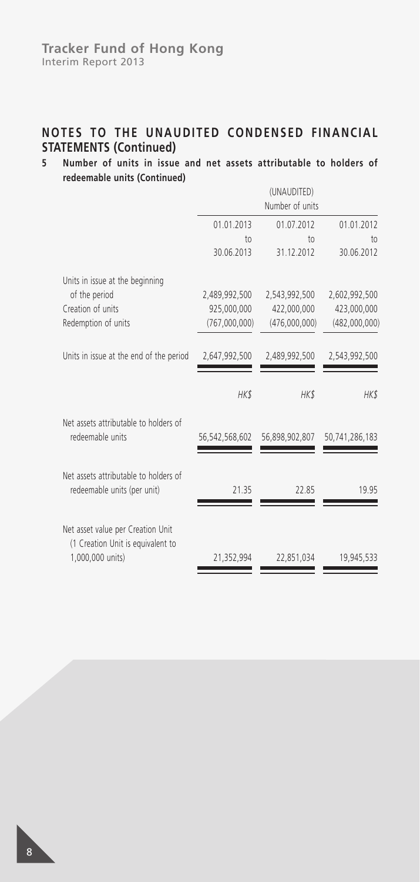## NOTES TO THE UNAUDITED CONDENSED FINANCIAL STATEMENTS (Continued)

**5 Number of units in issue and net assets attributable to holders of redeemable units (Continued)**

| | (UNAUDITED) Number of units | | |
|---|---|---|---|
| | 01.01.2013 to 30.06.2013 | 01.07.2012 to 31.12.2012 | 01.01.2012 to 30.06.2012 |
| Units in issue at the beginning of the period | 2,489,992,500 | 2,543,992,500 | 2,602,992,500 |
| Creation of units | 925,000,000 | 422,000,000 | 423,000,000 |
| Redemption of units | (767,000,000) | (476,000,000) | (482,000,000) |
| Units in issue at the end of the period | 2,647,992,500 | 2,489,992,500 | 2,543,992,500 |
| | *HK$* | *HK$* | *HK$* |
| Net assets attributable to holders of redeemable units | 56,542,568,602 | 56,898,902,807 | 50,741,286,183 |
| Net assets attributable to holders of redeemable units (per unit) | 21.35 | 22.85 | 19.95 |
| Net asset value per Creation Unit (1 Creation Unit is equivalent to 1,000,000 units) | 21,352,994 | 22,851,034 | 19,945,533 |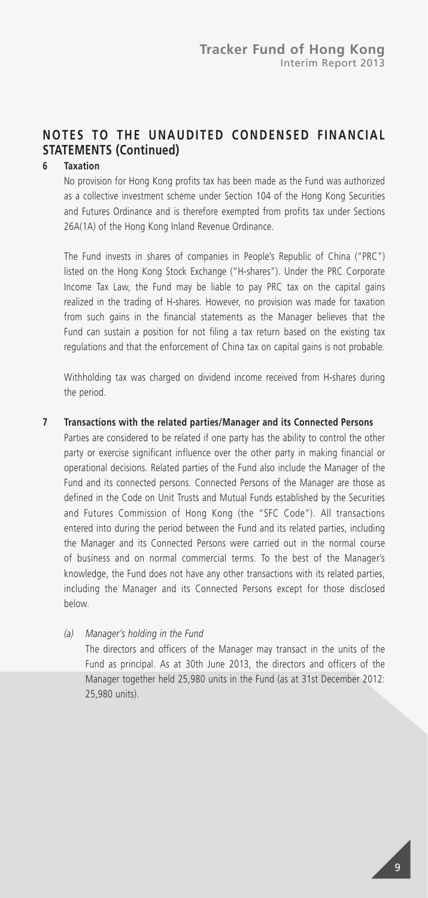## NOTES TO THE UNAUDITED CONDENSED FINANCIAL STATEMENTS (Continued)

### 6 Taxation

No provision for Hong Kong profits tax has been made as the Fund was authorized as a collective investment scheme under Section 104 of the Hong Kong Securities and Futures Ordinance and is therefore exempted from profits tax under Sections 26A(1A) of the Hong Kong Inland Revenue Ordinance.

The Fund invests in shares of companies in People's Republic of China ("PRC") listed on the Hong Kong Stock Exchange ("H-shares"). Under the PRC Corporate Income Tax Law, the Fund may be liable to pay PRC tax on the capital gains realized in the trading of H-shares. However, no provision was made for taxation from such gains in the financial statements as the Manager believes that the Fund can sustain a position for not filing a tax return based on the existing tax regulations and that the enforcement of China tax on capital gains is not probable.

Withholding tax was charged on dividend income received from H-shares during the period.

### 7 Transactions with the related parties/Manager and its Connected Persons

Parties are considered to be related if one party has the ability to control the other party or exercise significant influence over the other party in making financial or operational decisions. Related parties of the Fund also include the Manager of the Fund and its connected persons. Connected Persons of the Manager are those as defined in the Code on Unit Trusts and Mutual Funds established by the Securities and Futures Commission of Hong Kong (the "SFC Code"). All transactions entered into during the period between the Fund and its related parties, including the Manager and its Connected Persons were carried out in the normal course of business and on normal commercial terms. To the best of the Manager's knowledge, the Fund does not have any other transactions with its related parties, including the Manager and its Connected Persons except for those disclosed below.

*(a) Manager's holding in the Fund*

The directors and officers of the Manager may transact in the units of the Fund as principal. As at 30th June 2013, the directors and officers of the Manager together held 25,980 units in the Fund (as at 31st December 2012: 25,980 units).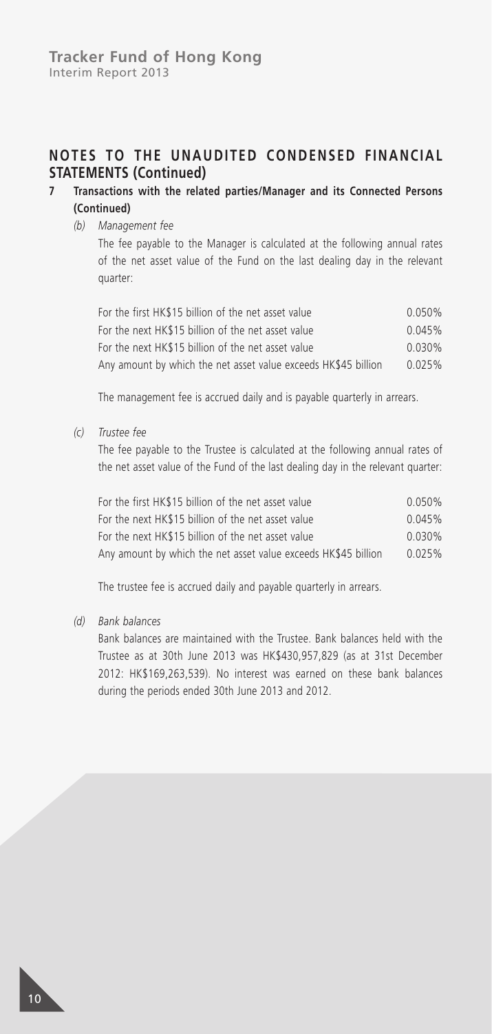## NOTES TO THE UNAUDITED CONDENSED FINANCIAL STATEMENTS (Continued)

**7 Transactions with the related parties/Manager and its Connected Persons (Continued)**

*(b) Management fee*

The fee payable to the Manager is calculated at the following annual rates of the net asset value of the Fund on the last dealing day in the relevant quarter:

| | |
|---|---|
| For the first HK$15 billion of the net asset value | 0.050% |
| For the next HK$15 billion of the net asset value | 0.045% |
| For the next HK$15 billion of the net asset value | 0.030% |
| Any amount by which the net asset value exceeds HK$45 billion | 0.025% |

The management fee is accrued daily and is payable quarterly in arrears.

*(c) Trustee fee*

The fee payable to the Trustee is calculated at the following annual rates of the net asset value of the Fund of the last dealing day in the relevant quarter:

| | |
|---|---|
| For the first HK$15 billion of the net asset value | 0.050% |
| For the next HK$15 billion of the net asset value | 0.045% |
| For the next HK$15 billion of the net asset value | 0.030% |
| Any amount by which the net asset value exceeds HK$45 billion | 0.025% |

The trustee fee is accrued daily and payable quarterly in arrears.

*(d) Bank balances*

Bank balances are maintained with the Trustee. Bank balances held with the Trustee as at 30th June 2013 was HK$430,957,829 (as at 31st December 2012: HK$169,263,539). No interest was earned on these bank balances during the periods ended 30th June 2013 and 2012.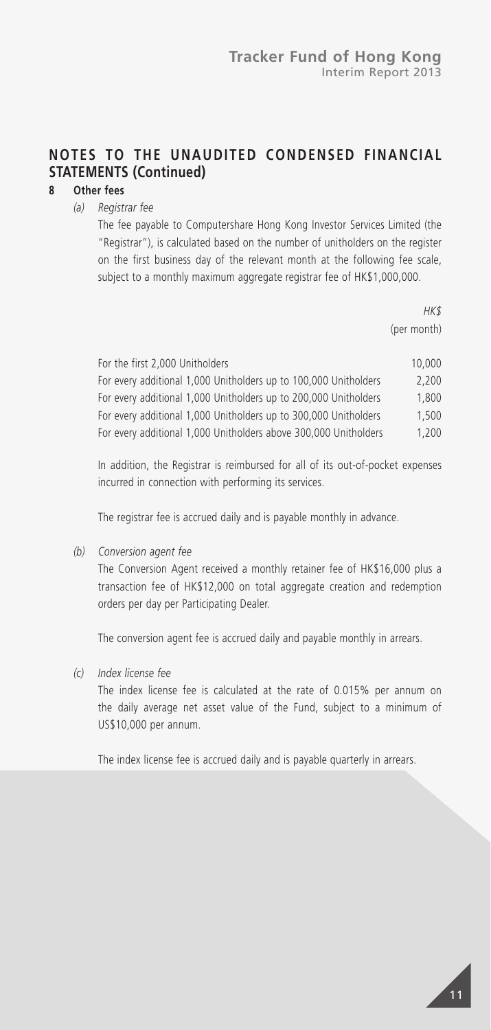## NOTES TO THE UNAUDITED CONDENSED FINANCIAL STATEMENTS (Continued)

### 8 Other fees

*(a) Registrar fee*

The fee payable to Computershare Hong Kong Investor Services Limited (the "Registrar"), is calculated based on the number of unitholders on the register on the first business day of the relevant month at the following fee scale, subject to a monthly maximum aggregate registrar fee of HK$1,000,000.

| | *HK$* (per month) |
|---|---|
| For the first 2,000 Unitholders | 10,000 |
| For every additional 1,000 Unitholders up to 100,000 Unitholders | 2,200 |
| For every additional 1,000 Unitholders up to 200,000 Unitholders | 1,800 |
| For every additional 1,000 Unitholders up to 300,000 Unitholders | 1,500 |
| For every additional 1,000 Unitholders above 300,000 Unitholders | 1,200 |

In addition, the Registrar is reimbursed for all of its out-of-pocket expenses incurred in connection with performing its services.

The registrar fee is accrued daily and is payable monthly in advance.

*(b) Conversion agent fee*

The Conversion Agent received a monthly retainer fee of HK$16,000 plus a transaction fee of HK$12,000 on total aggregate creation and redemption orders per day per Participating Dealer.

The conversion agent fee is accrued daily and payable monthly in arrears.

*(c) Index license fee*

The index license fee is calculated at the rate of 0.015% per annum on the daily average net asset value of the Fund, subject to a minimum of US$10,000 per annum.

The index license fee is accrued daily and is payable quarterly in arrears.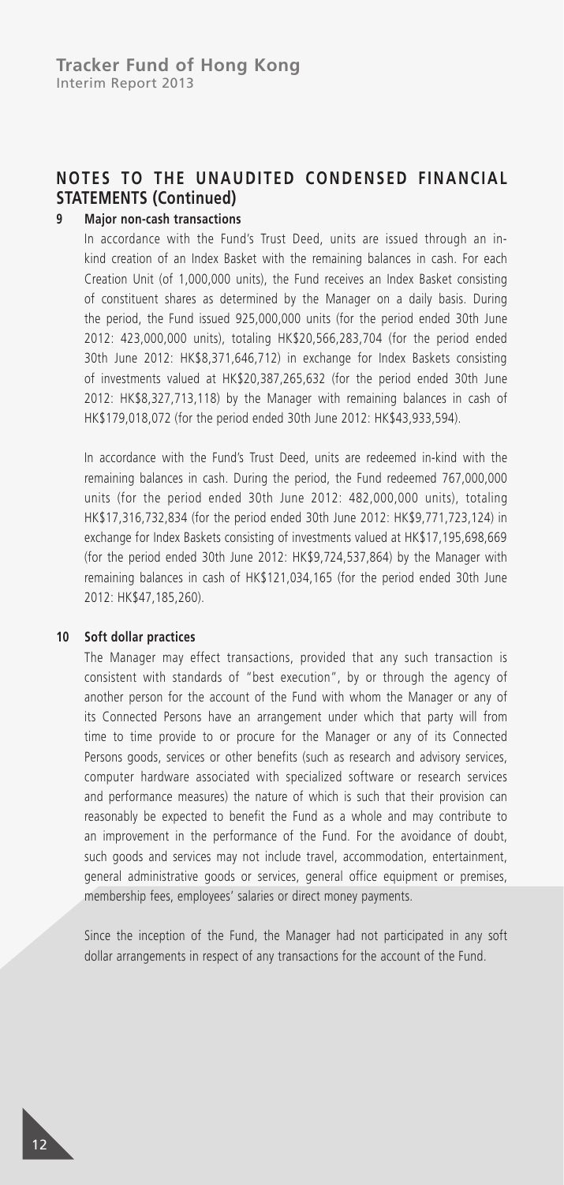## NOTES TO THE UNAUDITED CONDENSED FINANCIAL STATEMENTS (Continued)

### 9 Major non-cash transactions

In accordance with the Fund's Trust Deed, units are issued through an in-kind creation of an Index Basket with the remaining balances in cash. For each Creation Unit (of 1,000,000 units), the Fund receives an Index Basket consisting of constituent shares as determined by the Manager on a daily basis. During the period, the Fund issued 925,000,000 units (for the period ended 30th June 2012: 423,000,000 units), totaling HK$20,566,283,704 (for the period ended 30th June 2012: HK$8,371,646,712) in exchange for Index Baskets consisting of investments valued at HK$20,387,265,632 (for the period ended 30th June 2012: HK$8,327,713,118) by the Manager with remaining balances in cash of HK$179,018,072 (for the period ended 30th June 2012: HK$43,933,594).

In accordance with the Fund's Trust Deed, units are redeemed in-kind with the remaining balances in cash. During the period, the Fund redeemed 767,000,000 units (for the period ended 30th June 2012: 482,000,000 units), totaling HK$17,316,732,834 (for the period ended 30th June 2012: HK$9,771,723,124) in exchange for Index Baskets consisting of investments valued at HK$17,195,698,669 (for the period ended 30th June 2012: HK$9,724,537,864) by the Manager with remaining balances in cash of HK$121,034,165 (for the period ended 30th June 2012: HK$47,185,260).

### 10 Soft dollar practices

The Manager may effect transactions, provided that any such transaction is consistent with standards of "best execution", by or through the agency of another person for the account of the Fund with whom the Manager or any of its Connected Persons have an arrangement under which that party will from time to time provide to or procure for the Manager or any of its Connected Persons goods, services or other benefits (such as research and advisory services, computer hardware associated with specialized software or research services and performance measures) the nature of which is such that their provision can reasonably be expected to benefit the Fund as a whole and may contribute to an improvement in the performance of the Fund. For the avoidance of doubt, such goods and services may not include travel, accommodation, entertainment, general administrative goods or services, general office equipment or premises, membership fees, employees' salaries or direct money payments.

Since the inception of the Fund, the Manager had not participated in any soft dollar arrangements in respect of any transactions for the account of the Fund.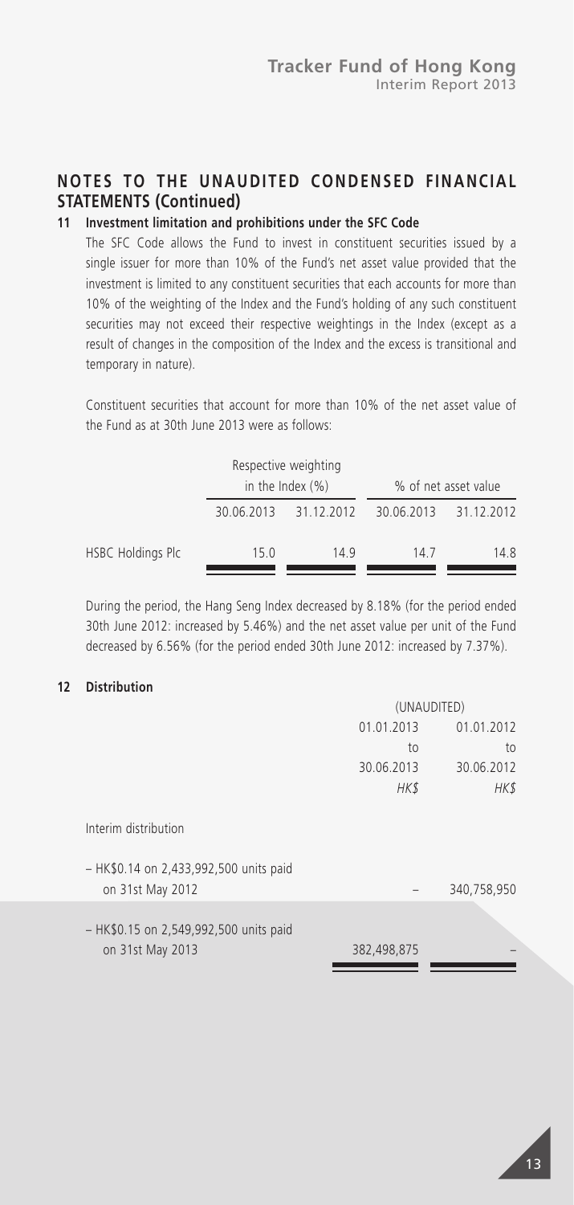## NOTES TO THE UNAUDITED CONDENSED FINANCIAL STATEMENTS (Continued)

### 11 Investment limitation and prohibitions under the SFC Code

The SFC Code allows the Fund to invest in constituent securities issued by a single issuer for more than 10% of the Fund's net asset value provided that the investment is limited to any constituent securities that each accounts for more than 10% of the weighting of the Index and the Fund's holding of any such constituent securities may not exceed their respective weightings in the Index (except as a result of changes in the composition of the Index and the excess is transitional and temporary in nature).

Constituent securities that account for more than 10% of the net asset value of the Fund as at 30th June 2013 were as follows:

| | Respective weighting in the Index (%) | | % of net asset value | |
|---|---|---|---|---|
| | 30.06.2013 | 31.12.2012 | 30.06.2013 | 31.12.2012 |
| HSBC Holdings Plc | 15.0 | 14.9 | 14.7 | 14.8 |

During the period, the Hang Seng Index decreased by 8.18% (for the period ended 30th June 2012: increased by 5.46%) and the net asset value per unit of the Fund decreased by 6.56% (for the period ended 30th June 2012: increased by 7.37%).

### 12 Distribution

| | (UNAUDITED) | |
|---|---|---|
| | 01.01.2013 to 30.06.2013 | 01.01.2012 to 30.06.2012 |
| | *HK$* | *HK$* |
| Interim distribution | | |
| – HK$0.14 on 2,433,992,500 units paid on 31st May 2012 | – | 340,758,950 |
| – HK$0.15 on 2,549,992,500 units paid on 31st May 2013 | 382,498,875 | – |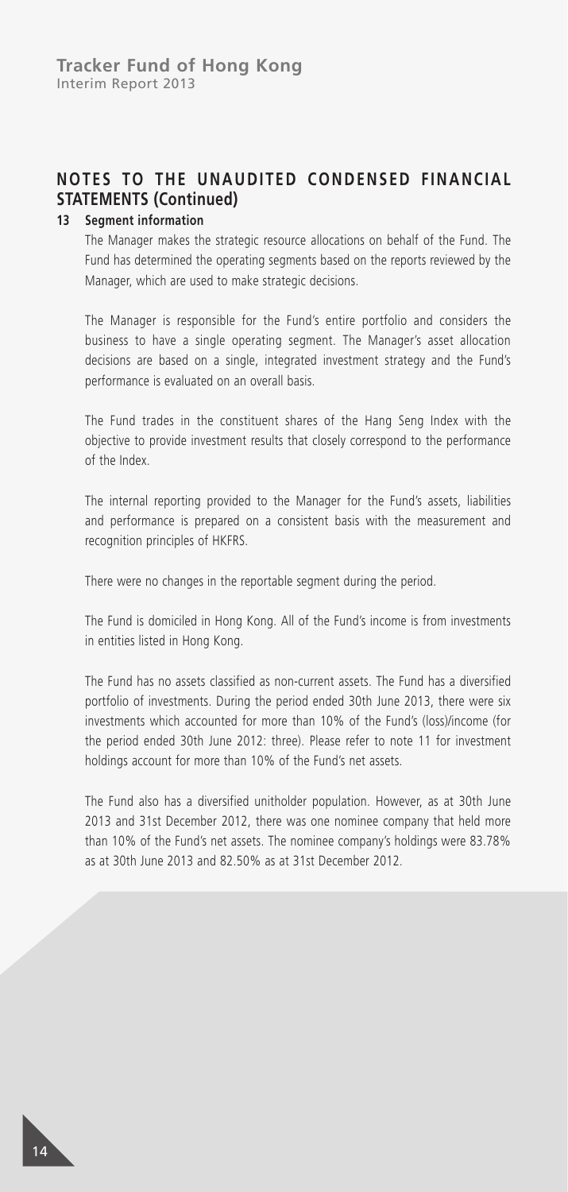## NOTES TO THE UNAUDITED CONDENSED FINANCIAL STATEMENTS (Continued)

### 13 Segment information

The Manager makes the strategic resource allocations on behalf of the Fund. The Fund has determined the operating segments based on the reports reviewed by the Manager, which are used to make strategic decisions.

The Manager is responsible for the Fund's entire portfolio and considers the business to have a single operating segment. The Manager's asset allocation decisions are based on a single, integrated investment strategy and the Fund's performance is evaluated on an overall basis.

The Fund trades in the constituent shares of the Hang Seng Index with the objective to provide investment results that closely correspond to the performance of the Index.

The internal reporting provided to the Manager for the Fund's assets, liabilities and performance is prepared on a consistent basis with the measurement and recognition principles of HKFRS.

There were no changes in the reportable segment during the period.

The Fund is domiciled in Hong Kong. All of the Fund's income is from investments in entities listed in Hong Kong.

The Fund has no assets classified as non-current assets. The Fund has a diversified portfolio of investments. During the period ended 30th June 2013, there were six investments which accounted for more than 10% of the Fund's (loss)/income (for the period ended 30th June 2012: three). Please refer to note 11 for investment holdings account for more than 10% of the Fund's net assets.

The Fund also has a diversified unitholder population. However, as at 30th June 2013 and 31st December 2012, there was one nominee company that held more than 10% of the Fund's net assets. The nominee company's holdings were 83.78% as at 30th June 2013 and 82.50% as at 31st December 2012.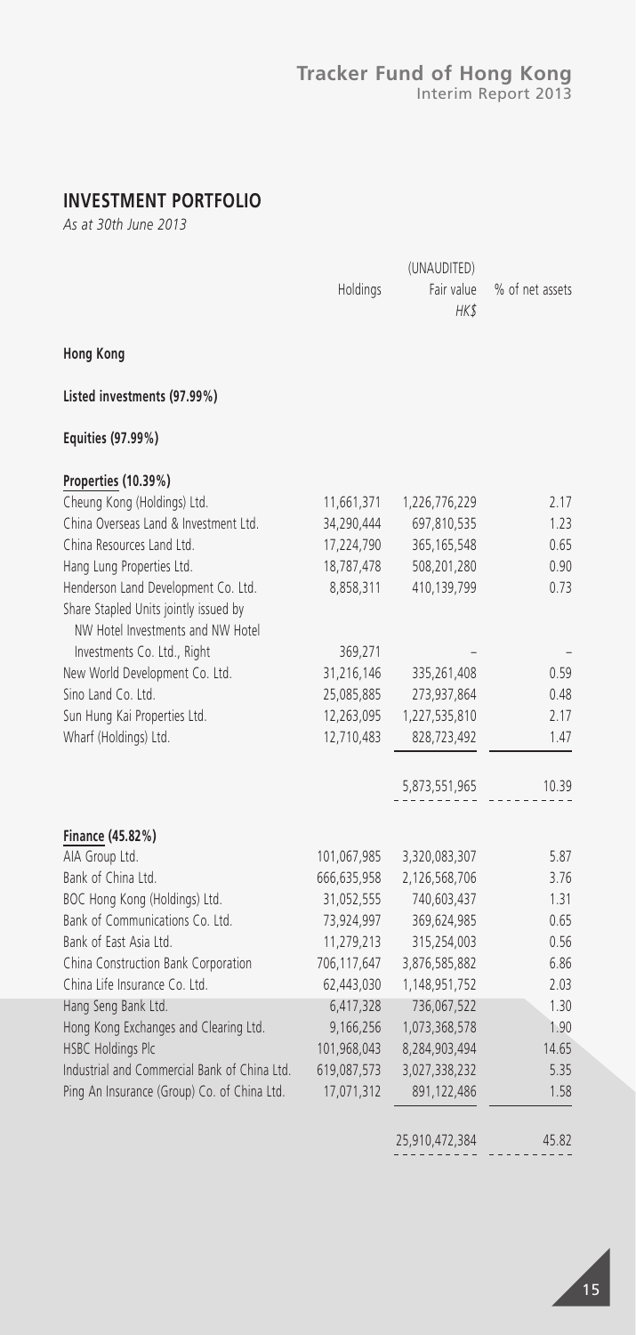## INVESTMENT PORTFOLIO

*As at 30th June 2013*

| | Holdings | (UNAUDITED) Fair value HK$ | % of net assets |
|---|---|---|---|
| **Hong Kong** | | | |
| **Listed investments (97.99%)** | | | |
| **Equities (97.99%)** | | | |
| **Properties (10.39%)** | | | |
| Cheung Kong (Holdings) Ltd. | 11,661,371 | 1,226,776,229 | 2.17 |
| China Overseas Land & Investment Ltd. | 34,290,444 | 697,810,535 | 1.23 |
| China Resources Land Ltd. | 17,224,790 | 365,165,548 | 0.65 |
| Hang Lung Properties Ltd. | 18,787,478 | 508,201,280 | 0.90 |
| Henderson Land Development Co. Ltd. | 8,858,311 | 410,139,799 | 0.73 |
| Share Stapled Units jointly issued by NW Hotel Investments and NW Hotel Investments Co. Ltd., Right | 369,271 | – | – |
| New World Development Co. Ltd. | 31,216,146 | 335,261,408 | 0.59 |
| Sino Land Co. Ltd. | 25,085,885 | 273,937,864 | 0.48 |
| Sun Hung Kai Properties Ltd. | 12,263,095 | 1,227,535,810 | 2.17 |
| Wharf (Holdings) Ltd. | 12,710,483 | 828,723,492 | 1.47 |
| | | 5,873,551,965 | 10.39 |
| **Finance (45.82%)** | | | |
| AIA Group Ltd. | 101,067,985 | 3,320,083,307 | 5.87 |
| Bank of China Ltd. | 666,635,958 | 2,126,568,706 | 3.76 |
| BOC Hong Kong (Holdings) Ltd. | 31,052,555 | 740,603,437 | 1.31 |
| Bank of Communications Co. Ltd. | 73,924,997 | 369,624,985 | 0.65 |
| Bank of East Asia Ltd. | 11,279,213 | 315,254,003 | 0.56 |
| China Construction Bank Corporation | 706,117,647 | 3,876,585,882 | 6.86 |
| China Life Insurance Co. Ltd. | 62,443,030 | 1,148,951,752 | 2.03 |
| Hang Seng Bank Ltd. | 6,417,328 | 736,067,522 | 1.30 |
| Hong Kong Exchanges and Clearing Ltd. | 9,166,256 | 1,073,368,578 | 1.90 |
| HSBC Holdings Plc | 101,968,043 | 8,284,903,494 | 14.65 |
| Industrial and Commercial Bank of China Ltd. | 619,087,573 | 3,027,338,232 | 5.35 |
| Ping An Insurance (Group) Co. of China Ltd. | 17,071,312 | 891,122,486 | 1.58 |
| | | 25,910,472,384 | 45.82 |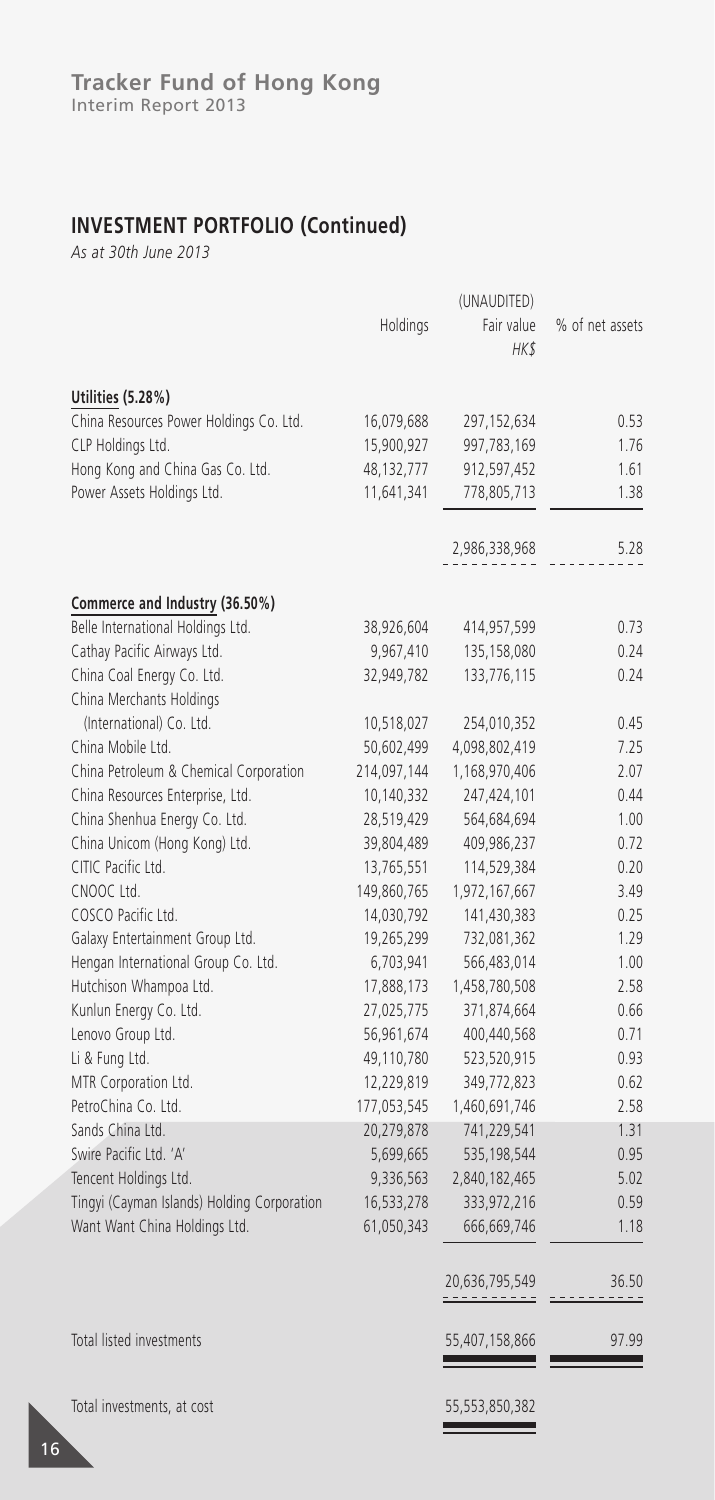## INVESTMENT PORTFOLIO (Continued)

*As at 30th June 2013*

| | Holdings | (UNAUDITED) Fair value HK$ | % of net assets |
|---|---|---|---|
| **Utilities (5.28%)** | | | |
| China Resources Power Holdings Co. Ltd. | 16,079,688 | 297,152,634 | 0.53 |
| CLP Holdings Ltd. | 15,900,927 | 997,783,169 | 1.76 |
| Hong Kong and China Gas Co. Ltd. | 48,132,777 | 912,597,452 | 1.61 |
| Power Assets Holdings Ltd. | 11,641,341 | 778,805,713 | 1.38 |
| | | 2,986,338,968 | 5.28 |
| **Commerce and Industry (36.50%)** | | | |
| Belle International Holdings Ltd. | 38,926,604 | 414,957,599 | 0.73 |
| Cathay Pacific Airways Ltd. | 9,967,410 | 135,158,080 | 0.24 |
| China Coal Energy Co. Ltd. | 32,949,782 | 133,776,115 | 0.24 |
| China Merchants Holdings (International) Co. Ltd. | 10,518,027 | 254,010,352 | 0.45 |
| China Mobile Ltd. | 50,602,499 | 4,098,802,419 | 7.25 |
| China Petroleum & Chemical Corporation | 214,097,144 | 1,168,970,406 | 2.07 |
| China Resources Enterprise, Ltd. | 10,140,332 | 247,424,101 | 0.44 |
| China Shenhua Energy Co. Ltd. | 28,519,429 | 564,684,694 | 1.00 |
| China Unicom (Hong Kong) Ltd. | 39,804,489 | 409,986,237 | 0.72 |
| CITIC Pacific Ltd. | 13,765,551 | 114,529,384 | 0.20 |
| CNOOC Ltd. | 149,860,765 | 1,972,167,667 | 3.49 |
| COSCO Pacific Ltd. | 14,030,792 | 141,430,383 | 0.25 |
| Galaxy Entertainment Group Ltd. | 19,265,299 | 732,081,362 | 1.29 |
| Hengan International Group Co. Ltd. | 6,703,941 | 566,483,014 | 1.00 |
| Hutchison Whampoa Ltd. | 17,888,173 | 1,458,780,508 | 2.58 |
| Kunlun Energy Co. Ltd. | 27,025,775 | 371,874,664 | 0.66 |
| Lenovo Group Ltd. | 56,961,674 | 400,440,568 | 0.71 |
| Li & Fung Ltd. | 49,110,780 | 523,520,915 | 0.93 |
| MTR Corporation Ltd. | 12,229,819 | 349,772,823 | 0.62 |
| PetroChina Co. Ltd. | 177,053,545 | 1,460,691,746 | 2.58 |
| Sands China Ltd. | 20,279,878 | 741,229,541 | 1.31 |
| Swire Pacific Ltd. 'A' | 5,699,665 | 535,198,544 | 0.95 |
| Tencent Holdings Ltd. | 9,336,563 | 2,840,182,465 | 5.02 |
| Tingyi (Cayman Islands) Holding Corporation | 16,533,278 | 333,972,216 | 0.59 |
| Want Want China Holdings Ltd. | 61,050,343 | 666,669,746 | 1.18 |
| | | 20,636,795,549 | 36.50 |
| Total listed investments | | 55,407,158,866 | 97.99 |
| Total investments, at cost | | 55,553,850,382 | |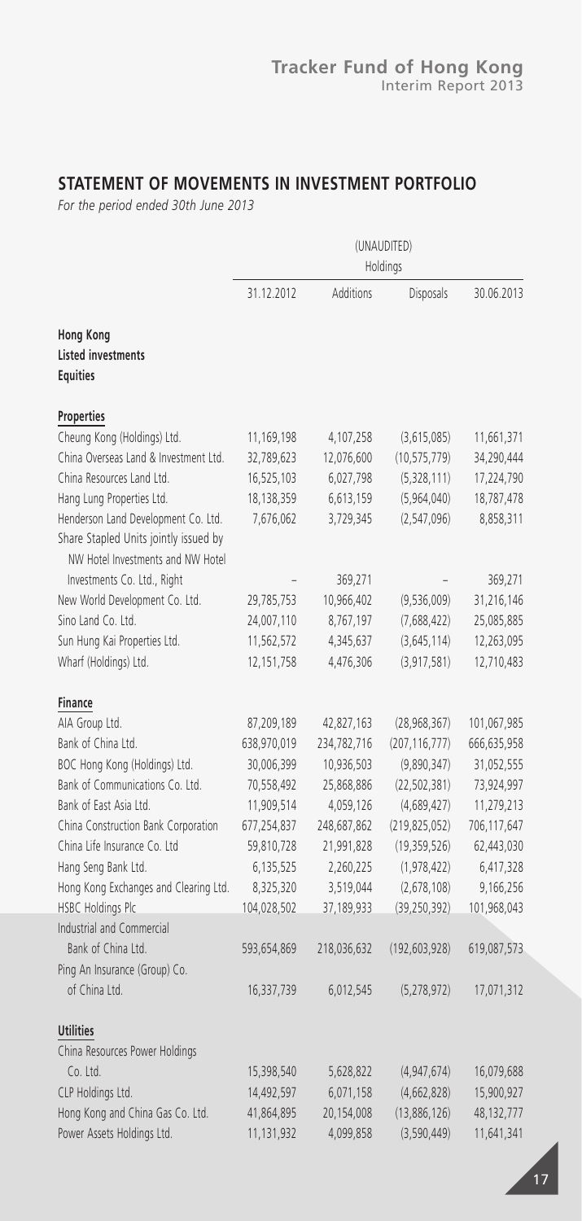## STATEMENT OF MOVEMENTS IN INVESTMENT PORTFOLIO

*For the period ended 30th June 2013*

| | (UNAUDITED) Holdings | | | |
|---|---|---|---|---|
| | 31.12.2012 | Additions | Disposals | 30.06.2013 |
| **Hong Kong** | | | | |
| **Listed investments** | | | | |
| **Equities** | | | | |
| **Properties** | | | | |
| Cheung Kong (Holdings) Ltd. | 11,169,198 | 4,107,258 | (3,615,085) | 11,661,371 |
| China Overseas Land & Investment Ltd. | 32,789,623 | 12,076,600 | (10,575,779) | 34,290,444 |
| China Resources Land Ltd. | 16,525,103 | 6,027,798 | (5,328,111) | 17,224,790 |
| Hang Lung Properties Ltd. | 18,138,359 | 6,613,159 | (5,964,040) | 18,787,478 |
| Henderson Land Development Co. Ltd. | 7,676,062 | 3,729,345 | (2,547,096) | 8,858,311 |
| Share Stapled Units jointly issued by NW Hotel Investments and NW Hotel Investments Co. Ltd., Right | – | 369,271 | – | 369,271 |
| New World Development Co. Ltd. | 29,785,753 | 10,966,402 | (9,536,009) | 31,216,146 |
| Sino Land Co. Ltd. | 24,007,110 | 8,767,197 | (7,688,422) | 25,085,885 |
| Sun Hung Kai Properties Ltd. | 11,562,572 | 4,345,637 | (3,645,114) | 12,263,095 |
| Wharf (Holdings) Ltd. | 12,151,758 | 4,476,306 | (3,917,581) | 12,710,483 |
| **Finance** | | | | |
| AIA Group Ltd. | 87,209,189 | 42,827,163 | (28,968,367) | 101,067,985 |
| Bank of China Ltd. | 638,970,019 | 234,782,716 | (207,116,777) | 666,635,958 |
| BOC Hong Kong (Holdings) Ltd. | 30,006,399 | 10,936,503 | (9,890,347) | 31,052,555 |
| Bank of Communications Co. Ltd. | 70,558,492 | 25,868,886 | (22,502,381) | 73,924,997 |
| Bank of East Asia Ltd. | 11,909,514 | 4,059,126 | (4,689,427) | 11,279,213 |
| China Construction Bank Corporation | 677,254,837 | 248,687,862 | (219,825,052) | 706,117,647 |
| China Life Insurance Co. Ltd | 59,810,728 | 21,991,828 | (19,359,526) | 62,443,030 |
| Hang Seng Bank Ltd. | 6,135,525 | 2,260,225 | (1,978,422) | 6,417,328 |
| Hong Kong Exchanges and Clearing Ltd. | 8,325,320 | 3,519,044 | (2,678,108) | 9,166,256 |
| HSBC Holdings Plc | 104,028,502 | 37,189,933 | (39,250,392) | 101,968,043 |
| Industrial and Commercial Bank of China Ltd. | 593,654,869 | 218,036,632 | (192,603,928) | 619,087,573 |
| Ping An Insurance (Group) Co. of China Ltd. | 16,337,739 | 6,012,545 | (5,278,972) | 17,071,312 |
| **Utilities** | | | | |
| China Resources Power Holdings Co. Ltd. | 15,398,540 | 5,628,822 | (4,947,674) | 16,079,688 |
| CLP Holdings Ltd. | 14,492,597 | 6,071,158 | (4,662,828) | 15,900,927 |
| Hong Kong and China Gas Co. Ltd. | 41,864,895 | 20,154,008 | (13,886,126) | 48,132,777 |
| Power Assets Holdings Ltd. | 11,131,932 | 4,099,858 | (3,590,449) | 11,641,341 |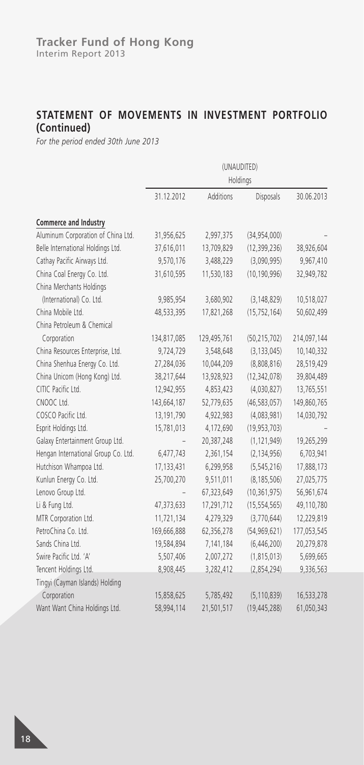## STATEMENT OF MOVEMENTS IN INVESTMENT PORTFOLIO (Continued)

*For the period ended 30th June 2013*

| | (UNAUDITED) | | | |
|---|---|---|---|---|
| | Holdings | | | |
| | 31.12.2012 | Additions | Disposals | 30.06.2013 |
| **Commerce and Industry** | | | | |
| Aluminum Corporation of China Ltd. | 31,956,625 | 2,997,375 | (34,954,000) | – |
| Belle International Holdings Ltd. | 37,616,011 | 13,709,829 | (12,399,236) | 38,926,604 |
| Cathay Pacific Airways Ltd. | 9,570,176 | 3,488,229 | (3,090,995) | 9,967,410 |
| China Coal Energy Co. Ltd. | 31,610,595 | 11,530,183 | (10,190,996) | 32,949,782 |
| China Merchants Holdings (International) Co. Ltd. | 9,985,954 | 3,680,902 | (3,148,829) | 10,518,027 |
| China Mobile Ltd. | 48,533,395 | 17,821,268 | (15,752,164) | 50,602,499 |
| China Petroleum & Chemical Corporation | 134,817,085 | 129,495,761 | (50,215,702) | 214,097,144 |
| China Resources Enterprise, Ltd. | 9,724,729 | 3,548,648 | (3,133,045) | 10,140,332 |
| China Shenhua Energy Co. Ltd. | 27,284,036 | 10,044,209 | (8,808,816) | 28,519,429 |
| China Unicom (Hong Kong) Ltd. | 38,217,644 | 13,928,923 | (12,342,078) | 39,804,489 |
| CITIC Pacific Ltd. | 12,942,955 | 4,853,423 | (4,030,827) | 13,765,551 |
| CNOOC Ltd. | 143,664,187 | 52,779,635 | (46,583,057) | 149,860,765 |
| COSCO Pacific Ltd. | 13,191,790 | 4,922,983 | (4,083,981) | 14,030,792 |
| Esprit Holdings Ltd. | 15,781,013 | 4,172,690 | (19,953,703) | – |
| Galaxy Entertainment Group Ltd. | – | 20,387,248 | (1,121,949) | 19,265,299 |
| Hengan International Group Co. Ltd. | 6,477,743 | 2,361,154 | (2,134,956) | 6,703,941 |
| Hutchison Whampoa Ltd. | 17,133,431 | 6,299,958 | (5,545,216) | 17,888,173 |
| Kunlun Energy Co. Ltd. | 25,700,270 | 9,511,011 | (8,185,506) | 27,025,775 |
| Lenovo Group Ltd. | – | 67,323,649 | (10,361,975) | 56,961,674 |
| Li & Fung Ltd. | 47,373,633 | 17,291,712 | (15,554,565) | 49,110,780 |
| MTR Corporation Ltd. | 11,721,134 | 4,279,329 | (3,770,644) | 12,229,819 |
| PetroChina Co. Ltd. | 169,666,888 | 62,356,278 | (54,969,621) | 177,053,545 |
| Sands China Ltd. | 19,584,894 | 7,141,184 | (6,446,200) | 20,279,878 |
| Swire Pacific Ltd. 'A' | 5,507,406 | 2,007,272 | (1,815,013) | 5,699,665 |
| Tencent Holdings Ltd. | 8,908,445 | 3,282,412 | (2,854,294) | 9,336,563 |
| Tingyi (Cayman Islands) Holding Corporation | 15,858,625 | 5,785,492 | (5,110,839) | 16,533,278 |
| Want Want China Holdings Ltd. | 58,994,114 | 21,501,517 | (19,445,288) | 61,050,343 |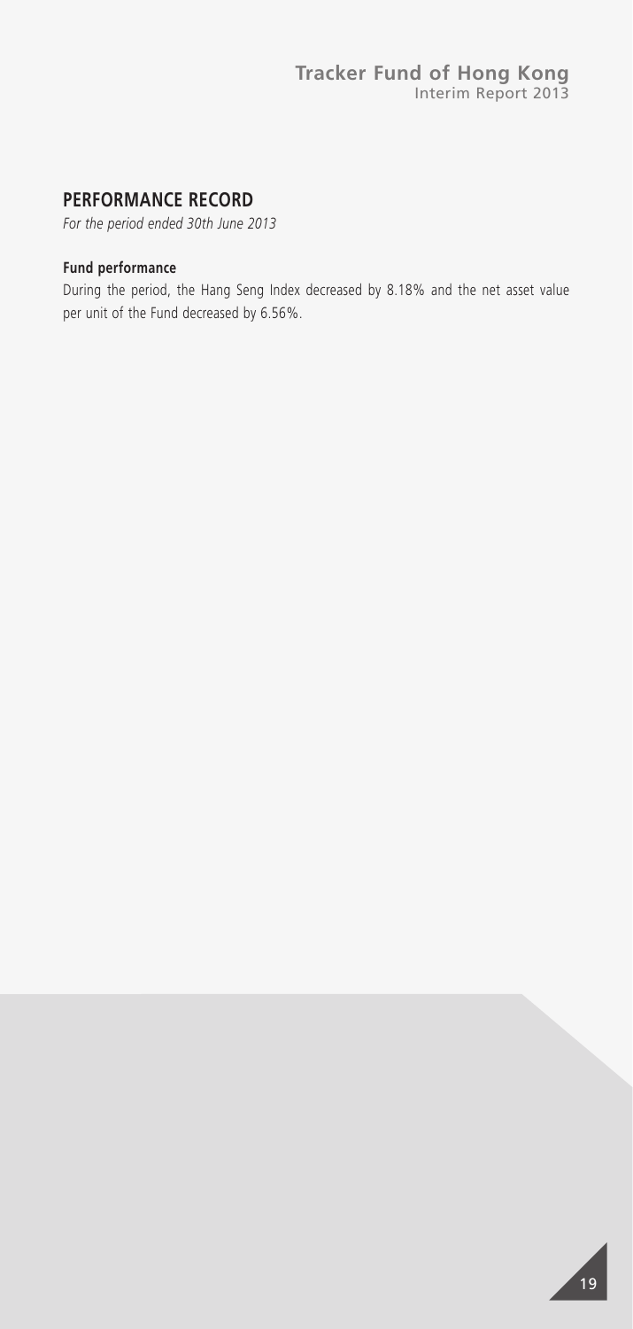## PERFORMANCE RECORD

*For the period ended 30th June 2013*

**Fund performance**

During the period, the Hang Seng Index decreased by 8.18% and the net asset value per unit of the Fund decreased by 6.56%.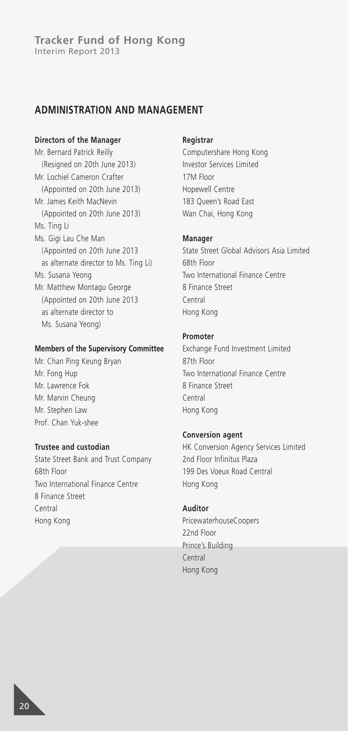## ADMINISTRATION AND MANAGEMENT

**Directors of the Manager**

Mr. Bernard Patrick Reilly
(Resigned on 20th June 2013)
Mr. Lochiel Cameron Crafter
(Appointed on 20th June 2013)
Mr. James Keith MacNevin
(Appointed on 20th June 2013)
Ms. Ting Li
Ms. Gigi Lau Che Man
(Appointed on 20th June 2013
as alternate director to Ms. Ting Li)
Ms. Susana Yeong
Mr. Matthew Montagu George
(Appointed on 20th June 2013
as alternate director to
Ms. Susana Yeong)

**Members of the Supervisory Committee**

Mr. Chan Ping Keung Bryan
Mr. Fong Hup
Mr. Lawrence Fok
Mr. Marvin Cheung
Mr. Stephen Law
Prof. Chan Yuk-shee

**Trustee and custodian**

State Street Bank and Trust Company
68th Floor
Two International Finance Centre
8 Finance Street
Central
Hong Kong

**Registrar**

Computershare Hong Kong
Investor Services Limited
17M Floor
Hopewell Centre
183 Queen's Road East
Wan Chai, Hong Kong

**Manager**

State Street Global Advisors Asia Limited
68th Floor
Two International Finance Centre
8 Finance Street
Central
Hong Kong

**Promoter**

Exchange Fund Investment Limited
87th Floor
Two International Finance Centre
8 Finance Street
Central
Hong Kong

**Conversion agent**

HK Conversion Agency Services Limited
2nd Floor Infinitus Plaza
199 Des Voeux Road Central
Hong Kong

**Auditor**

PricewaterhouseCoopers
22nd Floor
Prince's Building
Central
Hong Kong